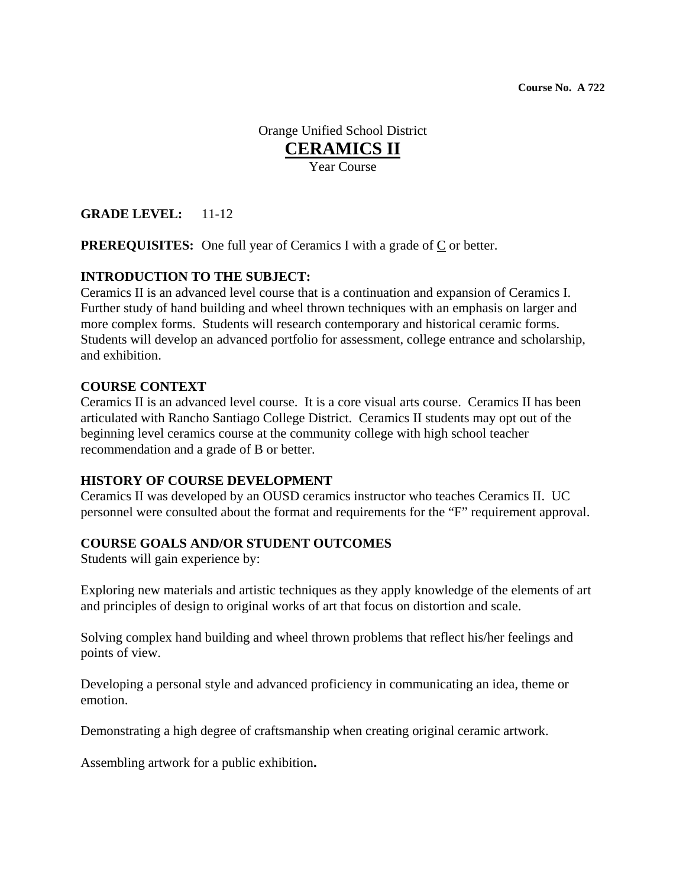**Course No. A 722**

Orange Unified School District

# CERAMICS II

Year Course

**GRADE LEVEL:** 11-12

**PREREQUISITES:** One full year of Ceramics I with a grade of C or better.

## INTRODUCTION TO THE SUBJECT:

Ceramics II is an advanced level course that is a continuation and expansion of Ceramics I. Further study of hand building and wheel thrown techniques with an emphasis on larger and more complex forms. Students will research contemporary and historical ceramic forms. Students will develop an advanced portfolio for assessment, college entrance and scholarship, and exhibition.

## COURSE CONTEXT

Ceramics II is an advanced level course. It is a core visual arts course. Ceramics II has been articulated with Rancho Santiago College District. Ceramics II students may opt out of the beginning level ceramics course at the community college with high school teacher recommendation and a grade of B or better.

## HISTORY OF COURSE DEVELOPMENT

Ceramics II was developed by an OUSD ceramics instructor who teaches Ceramics II. UC personnel were consulted about the format and requirements for the "F" requirement approval.

## COURSE GOALS AND/OR STUDENT OUTCOMES

Students will gain experience by:

Exploring new materials and artistic techniques as they apply knowledge of the elements of art and principles of design to original works of art that focus on distortion and scale.

Solving complex hand building and wheel thrown problems that reflect his/her feelings and points of view.

Developing a personal style and advanced proficiency in communicating an idea, theme or emotion.

Demonstrating a high degree of craftsmanship when creating original ceramic artwork.

Assembling artwork for a public exhibition.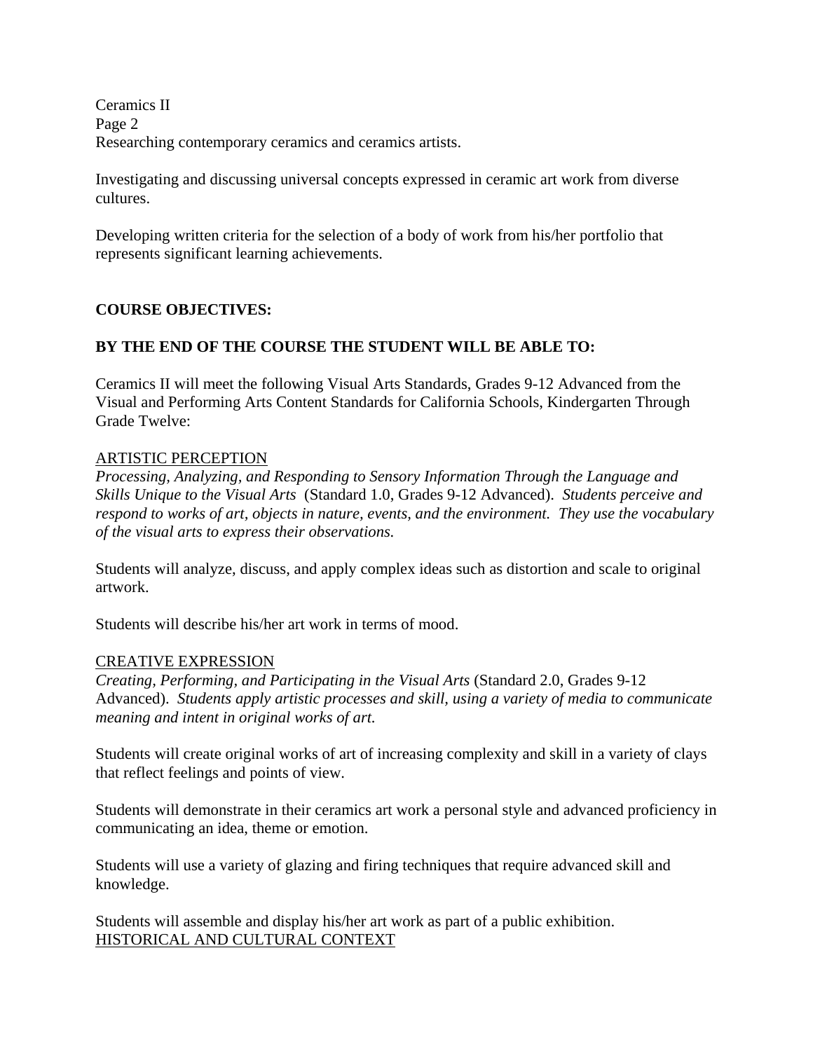Researching contemporary ceramics and ceramics artists.

Investigating and discussing universal concepts expressed in ceramic art work from diverse cultures.

Developing written criteria for the selection of a body of work from his/her portfolio that represents significant learning achievements.

**COURSE OBJECTIVES:**

**BY THE END OF THE COURSE THE STUDENT WILL BE ABLE TO:**

Ceramics II will meet the following Visual Arts Standards, Grades 9-12 Advanced from the Visual and Performing Arts Content Standards for California Schools, Kindergarten Through Grade Twelve:

<u>ARTISTIC PERCEPTION</u>

*Processing, Analyzing, and Responding to Sensory Information Through the Language and Skills Unique to the Visual Arts* (Standard 1.0, Grades 9-12 Advanced). *Students perceive and respond to works of art, objects in nature, events, and the environment. They use the vocabulary of the visual arts to express their observations.*

Students will analyze, discuss, and apply complex ideas such as distortion and scale to original artwork.

Students will describe his/her art work in terms of mood.

<u>CREATIVE EXPRESSION</u>

*Creating, Performing, and Participating in the Visual Arts* (Standard 2.0, Grades 9-12 Advanced). *Students apply artistic processes and skill, using a variety of media to communicate meaning and intent in original works of art.*

Students will create original works of art of increasing complexity and skill in a variety of clays that reflect feelings and points of view.

Students will demonstrate in their ceramics art work a personal style and advanced proficiency in communicating an idea, theme or emotion.

Students will use a variety of glazing and firing techniques that require advanced skill and knowledge.

Students will assemble and display his/her art work as part of a public exhibition.

<u>HISTORICAL AND CULTURAL CONTEXT</u>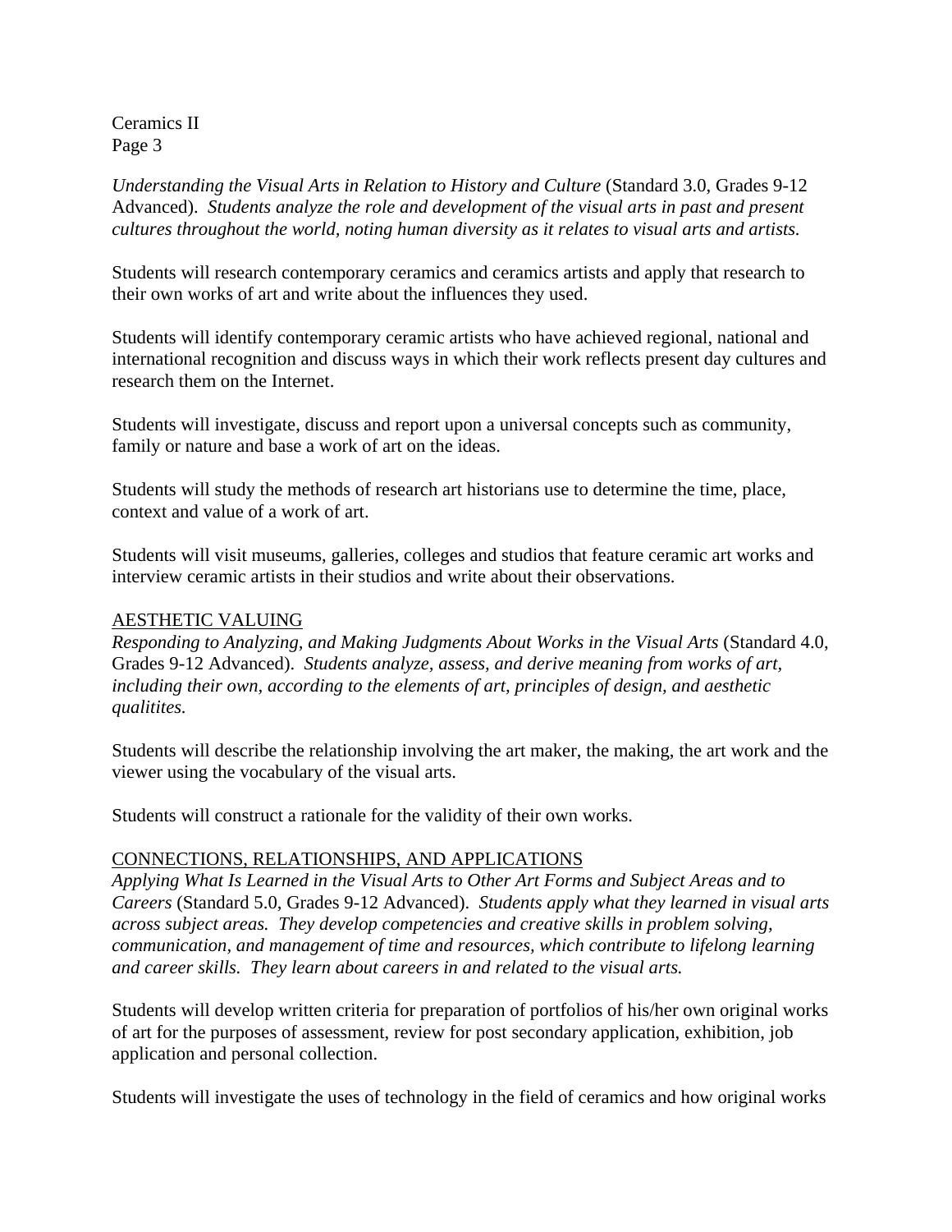*Understanding the Visual Arts in Relation to History and Culture* (Standard 3.0, Grades 9-12 Advanced). *Students analyze the role and development of the visual arts in past and present cultures throughout the world, noting human diversity as it relates to visual arts and artists.*

Students will research contemporary ceramics and ceramics artists and apply that research to their own works of art and write about the influences they used.

Students will identify contemporary ceramic artists who have achieved regional, national and international recognition and discuss ways in which their work reflects present day cultures and research them on the Internet.

Students will investigate, discuss and report upon a universal concepts such as community, family or nature and base a work of art on the ideas.

Students will study the methods of research art historians use to determine the time, place, context and value of a work of art.

Students will visit museums, galleries, colleges and studios that feature ceramic art works and interview ceramic artists in their studios and write about their observations.

<u>AESTHETIC VALUING</u>
*Responding to Analyzing, and Making Judgments About Works in the Visual Arts* (Standard 4.0, Grades 9-12 Advanced). *Students analyze, assess, and derive meaning from works of art, including their own, according to the elements of art, principles of design, and aesthetic qualitites.*

Students will describe the relationship involving the art maker, the making, the art work and the viewer using the vocabulary of the visual arts.

Students will construct a rationale for the validity of their own works.

<u>CONNECTIONS, RELATIONSHIPS, AND APPLICATIONS</u>
*Applying What Is Learned in the Visual Arts to Other Art Forms and Subject Areas and to Careers* (Standard 5.0, Grades 9-12 Advanced). *Students apply what they learned in visual arts across subject areas. They develop competencies and creative skills in problem solving, communication, and management of time and resources, which contribute to lifelong learning and career skills. They learn about careers in and related to the visual arts.*

Students will develop written criteria for preparation of portfolios of his/her own original works of art for the purposes of assessment, review for post secondary application, exhibition, job application and personal collection.

Students will investigate the uses of technology in the field of ceramics and how original works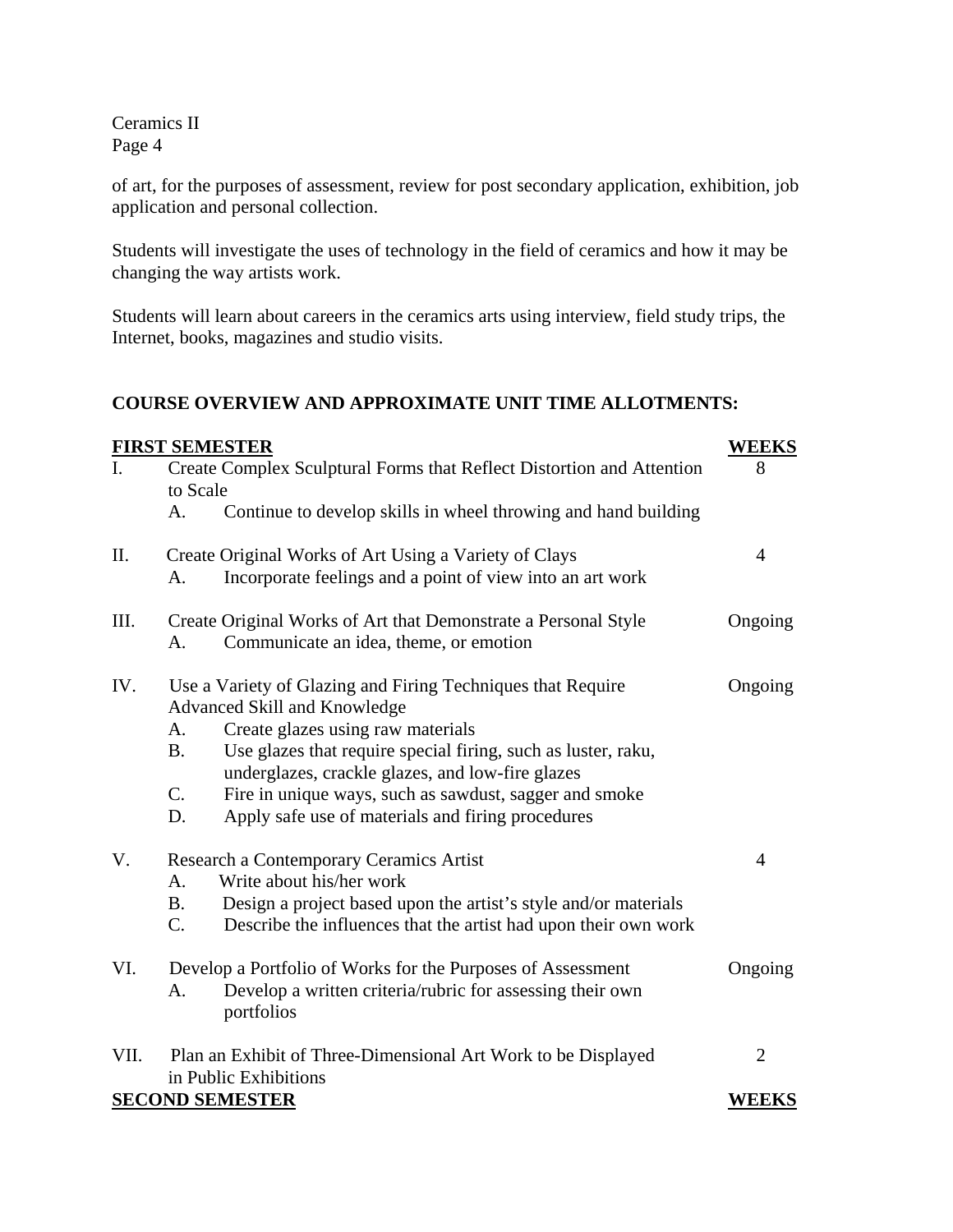of art, for the purposes of assessment, review for post secondary application, exhibition, job application and personal collection.

Students will investigate the uses of technology in the field of ceramics and how it may be changing the way artists work.

Students will learn about careers in the ceramics arts using interview, field study trips, the Internet, books, magazines and studio visits.

## COURSE OVERVIEW AND APPROXIMATE UNIT TIME ALLOTMENTS:

| FIRST SEMESTER | WEEKS |
|---|---|
| I. Create Complex Sculptural Forms that Reflect Distortion and Attention to Scale<br>A. Continue to develop skills in wheel throwing and hand building | 8 |
| II. Create Original Works of Art Using a Variety of Clays<br>A. Incorporate feelings and a point of view into an art work | 4 |
| III. Create Original Works of Art that Demonstrate a Personal Style<br>A. Communicate an idea, theme, or emotion | Ongoing |
| IV. Use a Variety of Glazing and Firing Techniques that Require Advanced Skill and Knowledge<br>A. Create glazes using raw materials<br>B. Use glazes that require special firing, such as luster, raku, underglazes, crackle glazes, and low-fire glazes<br>C. Fire in unique ways, such as sawdust, sagger and smoke<br>D. Apply safe use of materials and firing procedures | Ongoing |
| V. Research a Contemporary Ceramics Artist<br>A. Write about his/her work<br>B. Design a project based upon the artist's style and/or materials<br>C. Describe the influences that the artist had upon their own work | 4 |
| VI. Develop a Portfolio of Works for the Purposes of Assessment<br>A. Develop a written criteria/rubric for assessing their own portfolios | Ongoing |
| VII. Plan an Exhibit of Three-Dimensional Art Work to be Displayed in Public Exhibitions | 2 |

| SECOND SEMESTER | WEEKS |
|---|---|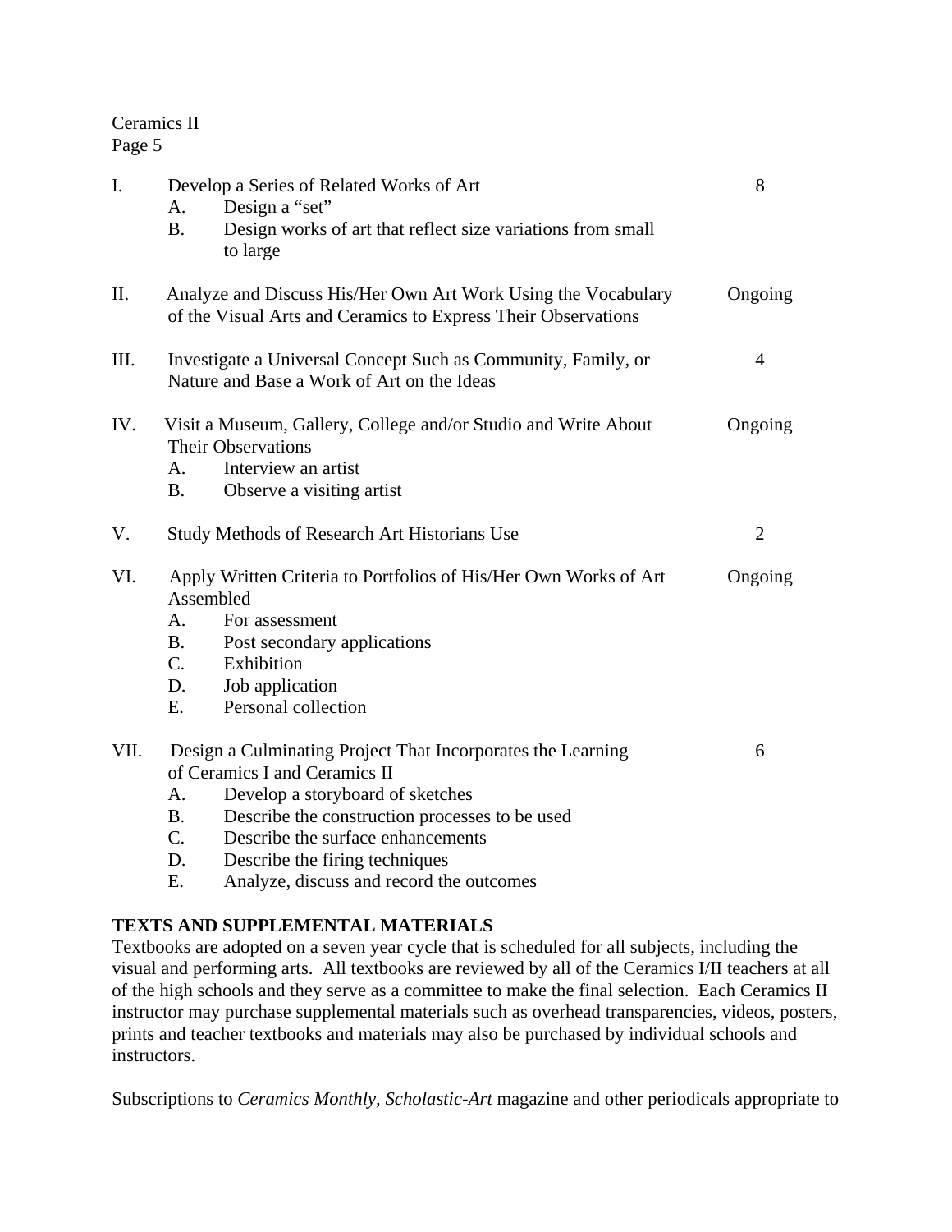| | | |
|---|---|---|
| I. | Develop a Series of Related Works of Art<br>A. Design a "set"<br>B. Design works of art that reflect size variations from small to large | 8 |
| II. | Analyze and Discuss His/Her Own Art Work Using the Vocabulary of the Visual Arts and Ceramics to Express Their Observations | Ongoing |
| III. | Investigate a Universal Concept Such as Community, Family, or Nature and Base a Work of Art on the Ideas | 4 |
| IV. | Visit a Museum, Gallery, College and/or Studio and Write About Their Observations<br>A. Interview an artist<br>B. Observe a visiting artist | Ongoing |
| V. | Study Methods of Research Art Historians Use | 2 |
| VI. | Apply Written Criteria to Portfolios of His/Her Own Works of Art Assembled<br>A. For assessment<br>B. Post secondary applications<br>C. Exhibition<br>D. Job application<br>E. Personal collection | Ongoing |
| VII. | Design a Culminating Project That Incorporates the Learning of Ceramics I and Ceramics II<br>A. Develop a storyboard of sketches<br>B. Describe the construction processes to be used<br>C. Describe the surface enhancements<br>D. Describe the firing techniques<br>E. Analyze, discuss and record the outcomes | 6 |

**TEXTS AND SUPPLEMENTAL MATERIALS**

Textbooks are adopted on a seven year cycle that is scheduled for all subjects, including the visual and performing arts. All textbooks are reviewed by all of the Ceramics I/II teachers at all of the high schools and they serve as a committee to make the final selection. Each Ceramics II instructor may purchase supplemental materials such as overhead transparencies, videos, posters, prints and teacher textbooks and materials may also be purchased by individual schools and instructors.

Subscriptions to *Ceramics Monthly, Scholastic-Art* magazine and other periodicals appropriate to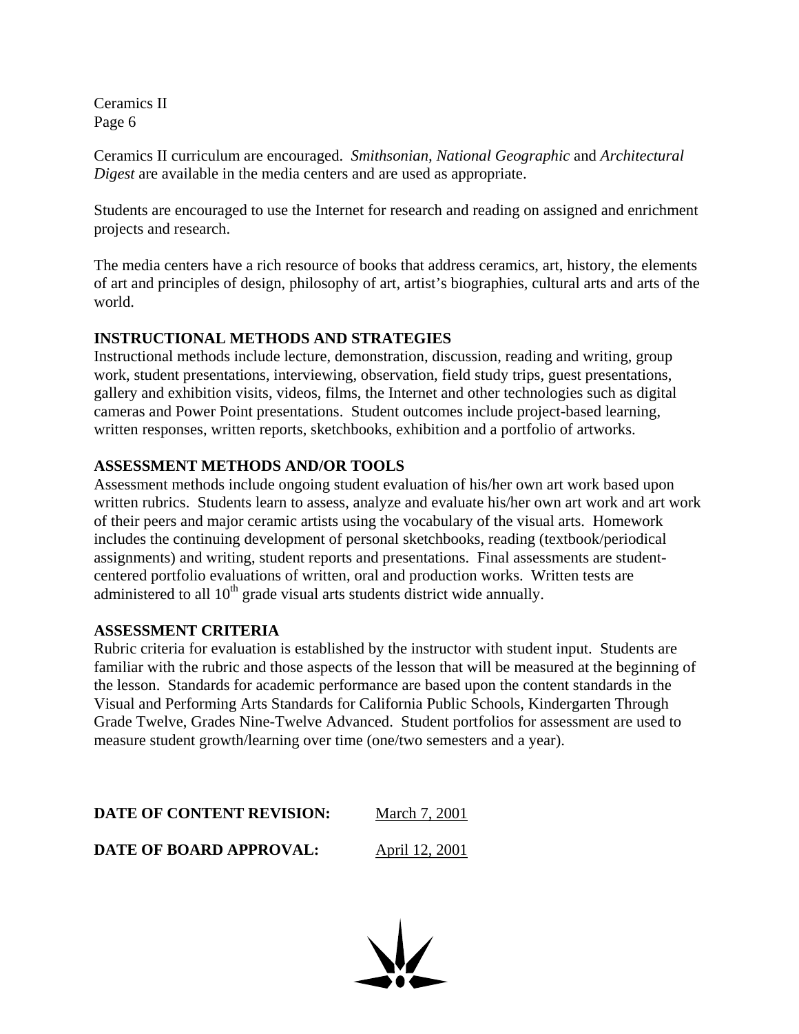Ceramics II curriculum are encouraged. *Smithsonian, National Geographic* and *Architectural Digest* are available in the media centers and are used as appropriate.

Students are encouraged to use the Internet for research and reading on assigned and enrichment projects and research.

The media centers have a rich resource of books that address ceramics, art, history, the elements of art and principles of design, philosophy of art, artist's biographies, cultural arts and arts of the world.

**INSTRUCTIONAL METHODS AND STRATEGIES**

Instructional methods include lecture, demonstration, discussion, reading and writing, group work, student presentations, interviewing, observation, field study trips, guest presentations, gallery and exhibition visits, videos, films, the Internet and other technologies such as digital cameras and Power Point presentations. Student outcomes include project-based learning, written responses, written reports, sketchbooks, exhibition and a portfolio of artworks.

**ASSESSMENT METHODS AND/OR TOOLS**

Assessment methods include ongoing student evaluation of his/her own art work based upon written rubrics. Students learn to assess, analyze and evaluate his/her own art work and art work of their peers and major ceramic artists using the vocabulary of the visual arts. Homework includes the continuing development of personal sketchbooks, reading (textbook/periodical assignments) and writing, student reports and presentations. Final assessments are student-centered portfolio evaluations of written, oral and production works. Written tests are administered to all 10th grade visual arts students district wide annually.

**ASSESSMENT CRITERIA**

Rubric criteria for evaluation is established by the instructor with student input. Students are familiar with the rubric and those aspects of the lesson that will be measured at the beginning of the lesson. Standards for academic performance are based upon the content standards in the Visual and Performing Arts Standards for California Public Schools, Kindergarten Through Grade Twelve, Grades Nine-Twelve Advanced. Student portfolios for assessment are used to measure student growth/learning over time (one/two semesters and a year).

**DATE OF CONTENT REVISION:** March 7, 2001

**DATE OF BOARD APPROVAL:** April 12, 2001